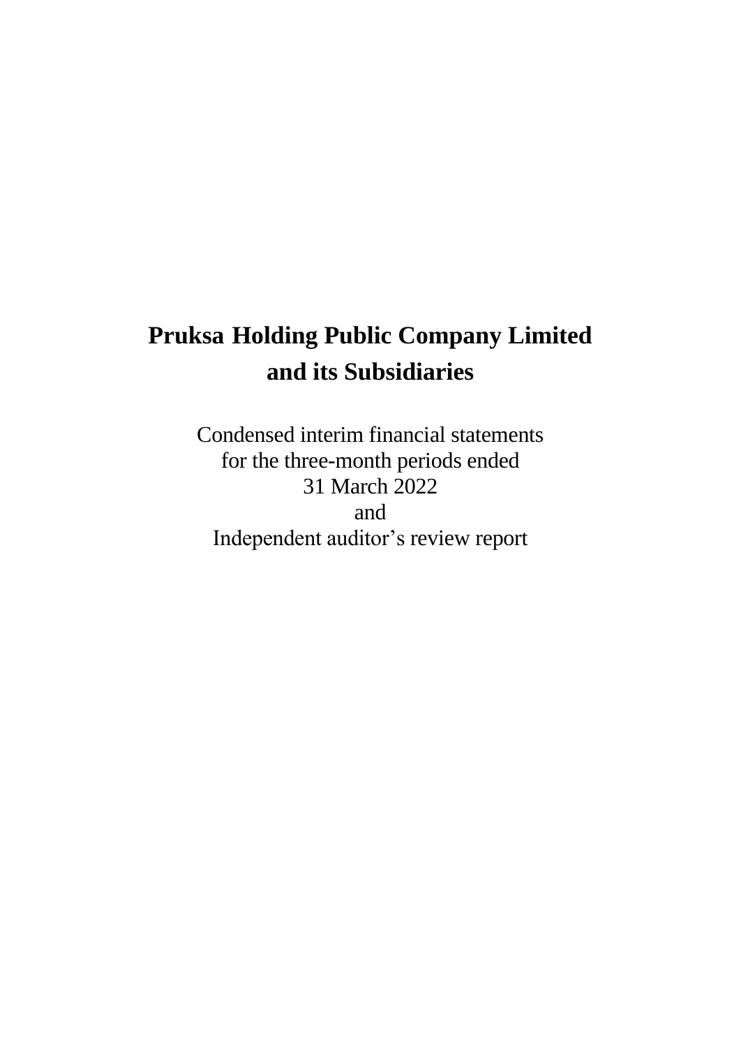# Pruksa Holding Public Company Limited
# and its Subsidiaries

Condensed interim financial statements
for the three-month periods ended
31 March 2022
and
Independent auditor's review report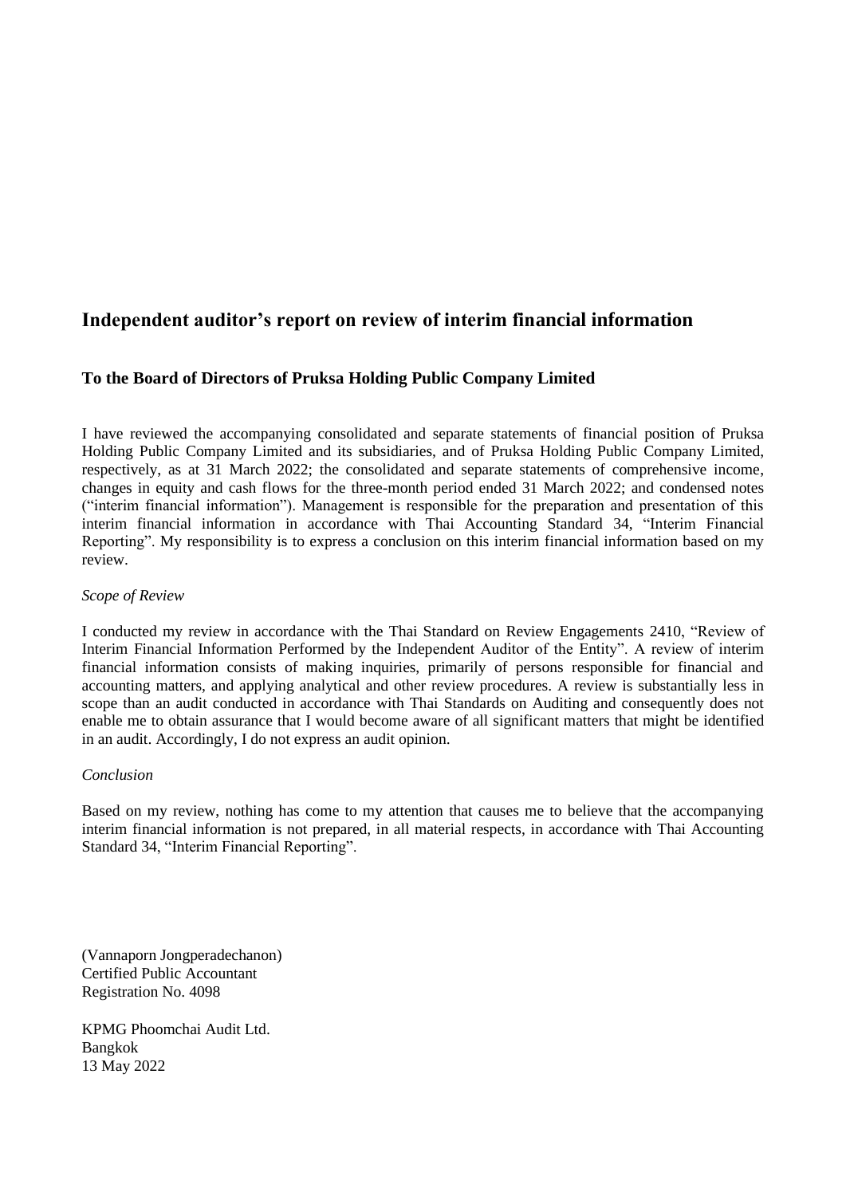# Independent auditor's report on review of interim financial information

## To the Board of Directors of Pruksa Holding Public Company Limited

I have reviewed the accompanying consolidated and separate statements of financial position of Pruksa Holding Public Company Limited and its subsidiaries, and of Pruksa Holding Public Company Limited, respectively, as at 31 March 2022; the consolidated and separate statements of comprehensive income, changes in equity and cash flows for the three-month period ended 31 March 2022; and condensed notes ("interim financial information"). Management is responsible for the preparation and presentation of this interim financial information in accordance with Thai Accounting Standard 34, "Interim Financial Reporting". My responsibility is to express a conclusion on this interim financial information based on my review.

*Scope of Review*

I conducted my review in accordance with the Thai Standard on Review Engagements 2410, "Review of Interim Financial Information Performed by the Independent Auditor of the Entity". A review of interim financial information consists of making inquiries, primarily of persons responsible for financial and accounting matters, and applying analytical and other review procedures. A review is substantially less in scope than an audit conducted in accordance with Thai Standards on Auditing and consequently does not enable me to obtain assurance that I would become aware of all significant matters that might be identified in an audit. Accordingly, I do not express an audit opinion.

*Conclusion*

Based on my review, nothing has come to my attention that causes me to believe that the accompanying interim financial information is not prepared, in all material respects, in accordance with Thai Accounting Standard 34, "Interim Financial Reporting".

(Vannaporn Jongperadechanon)
Certified Public Accountant
Registration No. 4098

KPMG Phoomchai Audit Ltd.
Bangkok
13 May 2022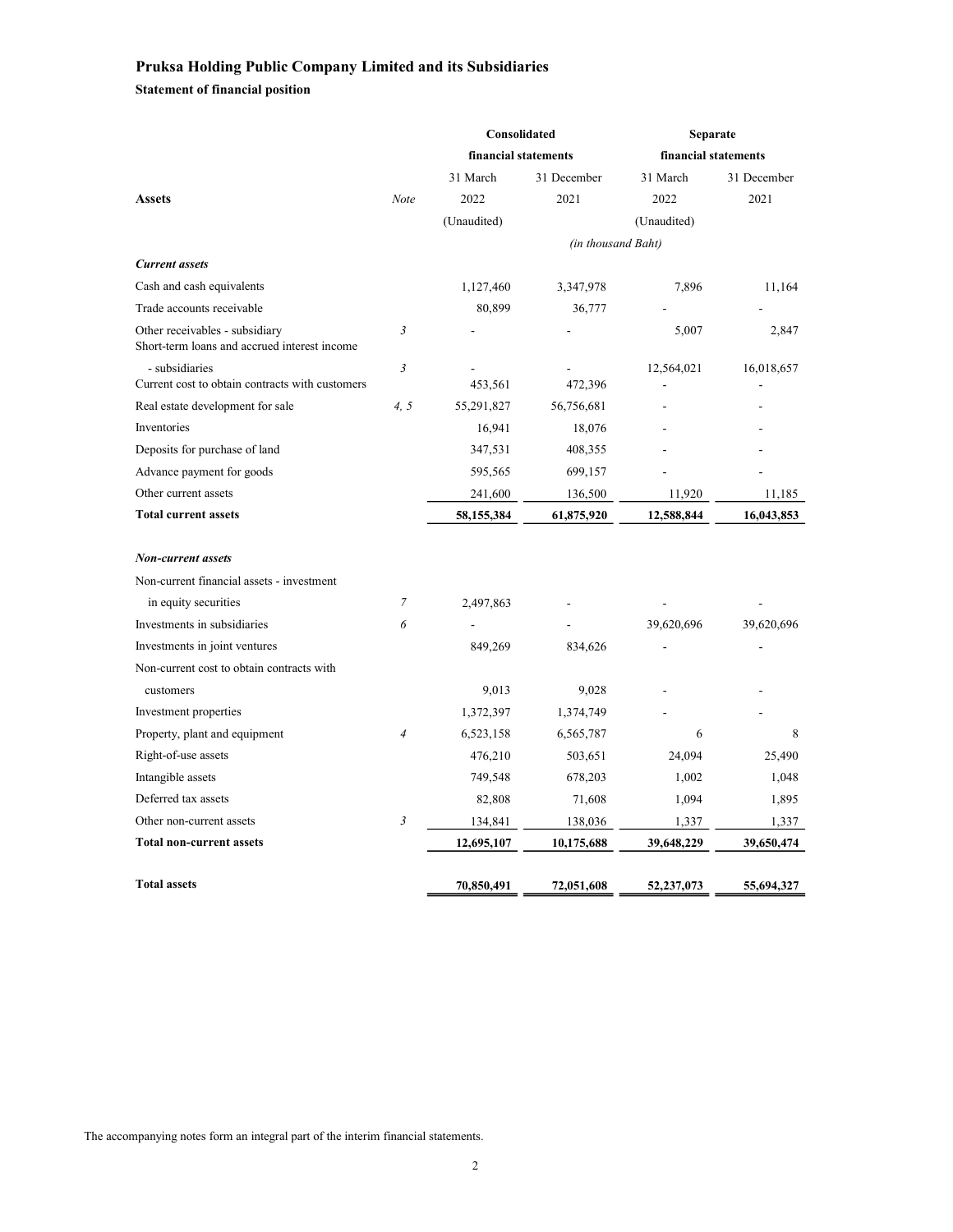# Pruksa Holding Public Company Limited and its Subsidiaries

**Statement of financial position**

| | | Consolidated financial statements | | Separate financial statements | |
|---|---|---|---|---|---|
| | | 31 March | 31 December | 31 March | 31 December |
| **Assets** | *Note* | 2022 | 2021 | 2022 | 2021 |
| | | (Unaudited) | | (Unaudited) | |
| | | *(in thousand Baht)* | | | |
| ***Current assets*** | | | | | |
| Cash and cash equivalents | | 1,127,460 | 3,347,978 | 7,896 | 11,164 |
| Trade accounts receivable | | 80,899 | 36,777 | - | - |
| Other receivables - subsidiary | 3 | - | - | 5,007 | 2,847 |
| Short-term loans and accrued interest income - subsidiaries | 3 | - | - | 12,564,021 | 16,018,657 |
| Current cost to obtain contracts with customers | | 453,561 | 472,396 | - | - |
| Real estate development for sale | 4, 5 | 55,291,827 | 56,756,681 | - | - |
| Inventories | | 16,941 | 18,076 | - | - |
| Deposits for purchase of land | | 347,531 | 408,355 | - | - |
| Advance payment for goods | | 595,565 | 699,157 | - | - |
| Other current assets | | 241,600 | 136,500 | 11,920 | 11,185 |
| **Total current assets** | | **58,155,384** | **61,875,920** | **12,588,844** | **16,043,853** |
| | | | | | |
| ***Non-current assets*** | | | | | |
| Non-current financial assets - investment in equity securities | 7 | 2,497,863 | - | - | - |
| Investments in subsidiaries | 6 | - | - | 39,620,696 | 39,620,696 |
| Investments in joint ventures | | 849,269 | 834,626 | - | - |
| Non-current cost to obtain contracts with customers | | 9,013 | 9,028 | - | - |
| Investment properties | | 1,372,397 | 1,374,749 | - | - |
| Property, plant and equipment | 4 | 6,523,158 | 6,565,787 | 6 | 8 |
| Right-of-use assets | | 476,210 | 503,651 | 24,094 | 25,490 |
| Intangible assets | | 749,548 | 678,203 | 1,002 | 1,048 |
| Deferred tax assets | | 82,808 | 71,608 | 1,094 | 1,895 |
| Other non-current assets | 3 | 134,841 | 138,036 | 1,337 | 1,337 |
| **Total non-current assets** | | **12,695,107** | **10,175,688** | **39,648,229** | **39,650,474** |
| | | | | | |
| **Total assets** | | **70,850,491** | **72,051,608** | **52,237,073** | **55,694,327** |

The accompanying notes form an integral part of the interim financial statements.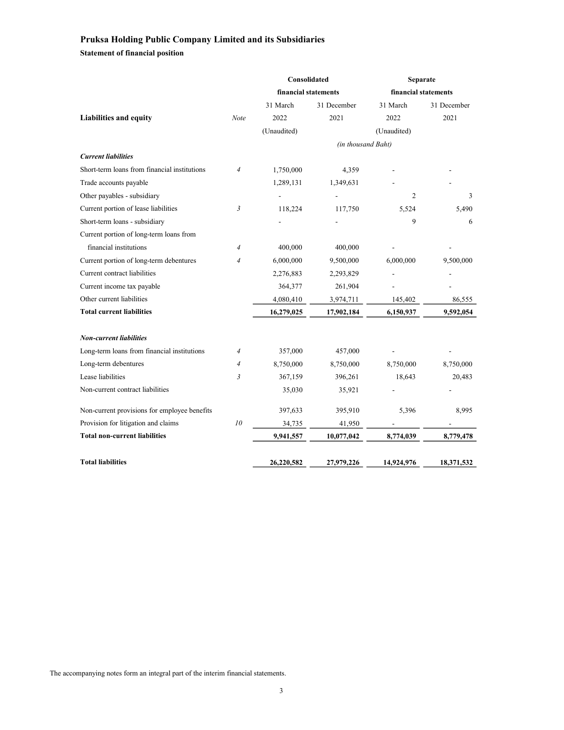# Pruksa Holding Public Company Limited and its Subsidiaries

## Statement of financial position

| Liabilities and equity | Note | Consolidated financial statements | | Separate financial statements | |
|---|---|---|---|---|---|
| | | 31 March 2022 | 31 December 2021 | 31 March 2022 | 31 December 2021 |
| | | (Unaudited) | | (Unaudited) | |
| | | *(in thousand Baht)* | | | |
| ***Current liabilities*** | | | | | |
| Short-term loans from financial institutions | *4* | 1,750,000 | 4,359 | - | - |
| Trade accounts payable | | 1,289,131 | 1,349,631 | - | - |
| Other payables - subsidiary | | - | - | 2 | 3 |
| Current portion of lease liabilities | *3* | 118,224 | 117,750 | 5,524 | 5,490 |
| Short-term loans - subsidiary | | - | - | 9 | 6 |
| Current portion of long-term loans from financial institutions | *4* | 400,000 | 400,000 | - | - |
| Current portion of long-term debentures | *4* | 6,000,000 | 9,500,000 | 6,000,000 | 9,500,000 |
| Current contract liabilities | | 2,276,883 | 2,293,829 | - | - |
| Current income tax payable | | 364,377 | 261,904 | - | - |
| Other current liabilities | | 4,080,410 | 3,974,711 | 145,402 | 86,555 |
| **Total current liabilities** | | **16,279,025** | **17,902,184** | **6,150,937** | **9,592,054** |
| ***Non-current liabilities*** | | | | | |
| Long-term loans from financial institutions | *4* | 357,000 | 457,000 | - | - |
| Long-term debentures | *4* | 8,750,000 | 8,750,000 | 8,750,000 | 8,750,000 |
| Lease liabilities | *3* | 367,159 | 396,261 | 18,643 | 20,483 |
| Non-current contract liabilities | | 35,030 | 35,921 | - | - |
| Non-current provisions for employee benefits | | 397,633 | 395,910 | 5,396 | 8,995 |
| Provision for litigation and claims | *10* | 34,735 | 41,950 | - | - |
| **Total non-current liabilities** | | **9,941,557** | **10,077,042** | **8,774,039** | **8,779,478** |
| **Total liabilities** | | **26,220,582** | **27,979,226** | **14,924,976** | **18,371,532** |

The accompanying notes form an integral part of the interim financial statements.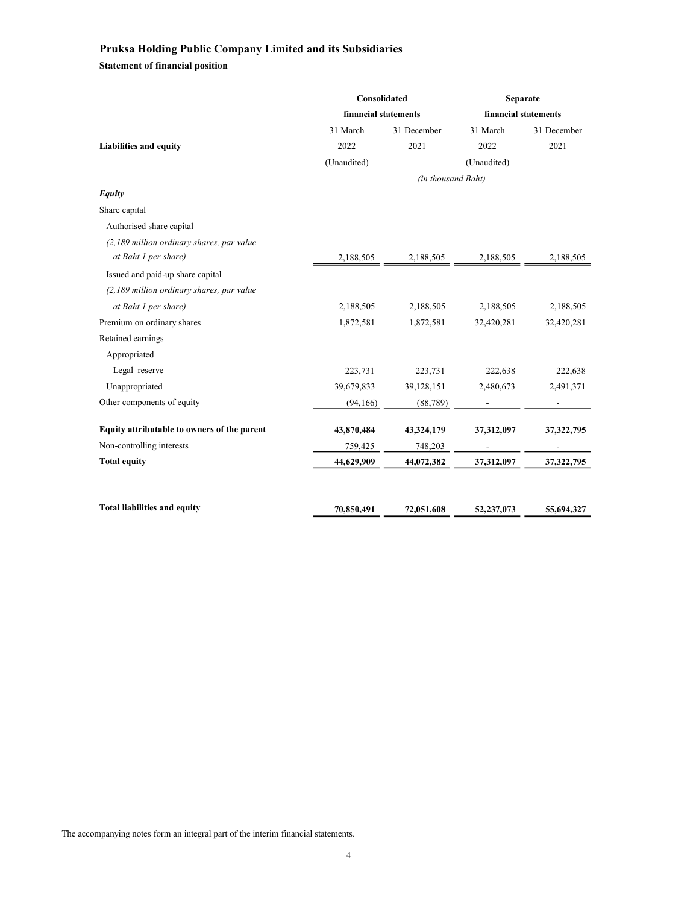**Pruksa Holding Public Company Limited and its Subsidiaries**

**Statement of financial position**

| | Consolidated financial statements | | Separate financial statements | |
|---|---|---|---|---|
| | 31 March | 31 December | 31 March | 31 December |
| **Liabilities and equity** | 2022 | 2021 | 2022 | 2021 |
| | (Unaudited) | | (Unaudited) | |
| | *(in thousand Baht)* | | | |
| ***Equity*** | | | | |
| Share capital | | | | |
| Authorised share capital | | | | |
| *(2,189 million ordinary shares, par value at Baht 1 per share)* | 2,188,505 | 2,188,505 | 2,188,505 | 2,188,505 |
| Issued and paid-up share capital | | | | |
| *(2,189 million ordinary shares, par value at Baht 1 per share)* | 2,188,505 | 2,188,505 | 2,188,505 | 2,188,505 |
| Premium on ordinary shares | 1,872,581 | 1,872,581 | 32,420,281 | 32,420,281 |
| Retained earnings | | | | |
| Appropriated | | | | |
| Legal reserve | 223,731 | 223,731 | 222,638 | 222,638 |
| Unappropriated | 39,679,833 | 39,128,151 | 2,480,673 | 2,491,371 |
| Other components of equity | (94,166) | (88,789) | - | - |
| **Equity attributable to owners of the parent** | **43,870,484** | **43,324,179** | **37,312,097** | **37,322,795** |
| Non-controlling interests | 759,425 | 748,203 | - | - |
| **Total equity** | **44,629,909** | **44,072,382** | **37,312,097** | **37,322,795** |
| **Total liabilities and equity** | **70,850,491** | **72,051,608** | **52,237,073** | **55,694,327** |

The accompanying notes form an integral part of the interim financial statements.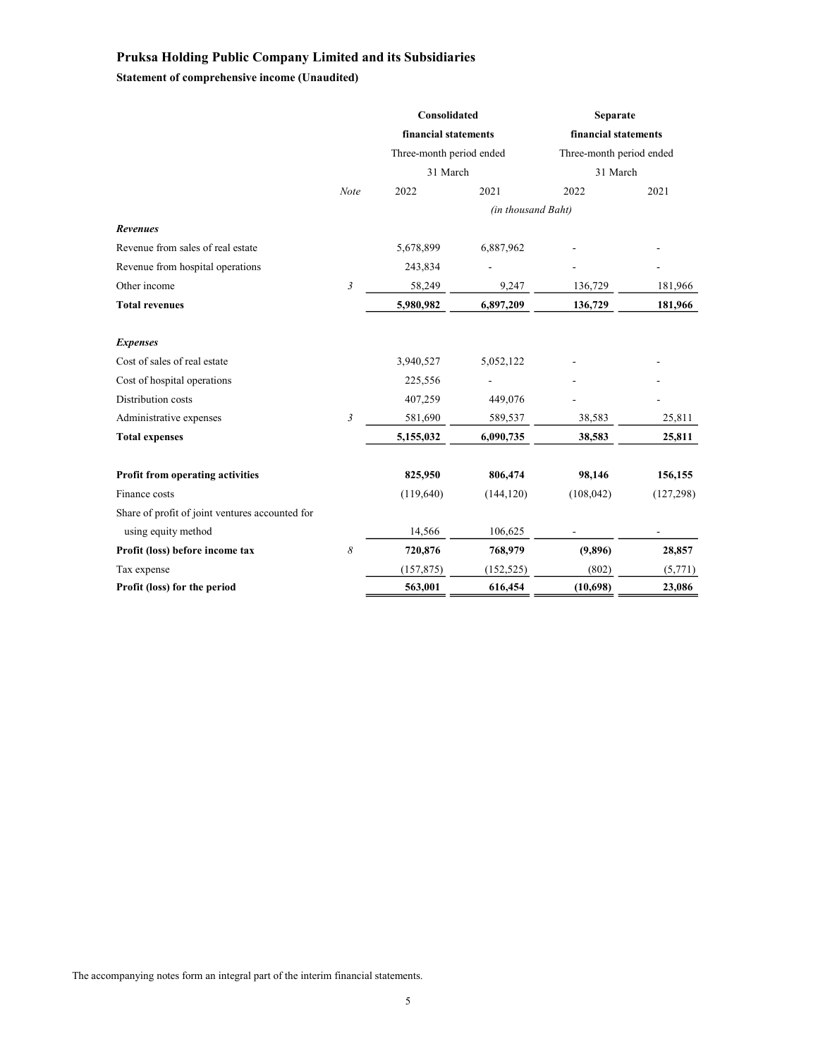**Pruksa Holding Public Company Limited and its Subsidiaries**

**Statement of comprehensive income (Unaudited)**

| | | Consolidated financial statements | | Separate financial statements | |
|---|---|---|---|---|---|
| | | Three-month period ended 31 March | | Three-month period ended 31 March | |
| | *Note* | 2022 | 2021 | 2022 | 2021 |
| | | *(in thousand Baht)* | | | |
| ***Revenues*** | | | | | |
| Revenue from sales of real estate | | 5,678,899 | 6,887,962 | - | - |
| Revenue from hospital operations | | 243,834 | - | - | - |
| Other income | *3* | 58,249 | 9,247 | 136,729 | 181,966 |
| **Total revenues** | | **5,980,982** | **6,897,209** | **136,729** | **181,966** |
| ***Expenses*** | | | | | |
| Cost of sales of real estate | | 3,940,527 | 5,052,122 | - | - |
| Cost of hospital operations | | 225,556 | - | - | - |
| Distribution costs | | 407,259 | 449,076 | - | - |
| Administrative expenses | *3* | 581,690 | 589,537 | 38,583 | 25,811 |
| **Total expenses** | | **5,155,032** | **6,090,735** | **38,583** | **25,811** |
| **Profit from operating activities** | | **825,950** | **806,474** | **98,146** | **156,155** |
| Finance costs | | (119,640) | (144,120) | (108,042) | (127,298) |
| Share of profit of joint ventures accounted for using equity method | | 14,566 | 106,625 | - | - |
| **Profit (loss) before income tax** | *8* | **720,876** | **768,979** | **(9,896)** | **28,857** |
| Tax expense | | (157,875) | (152,525) | (802) | (5,771) |
| **Profit (loss) for the period** | | **563,001** | **616,454** | **(10,698)** | **23,086** |

The accompanying notes form an integral part of the interim financial statements.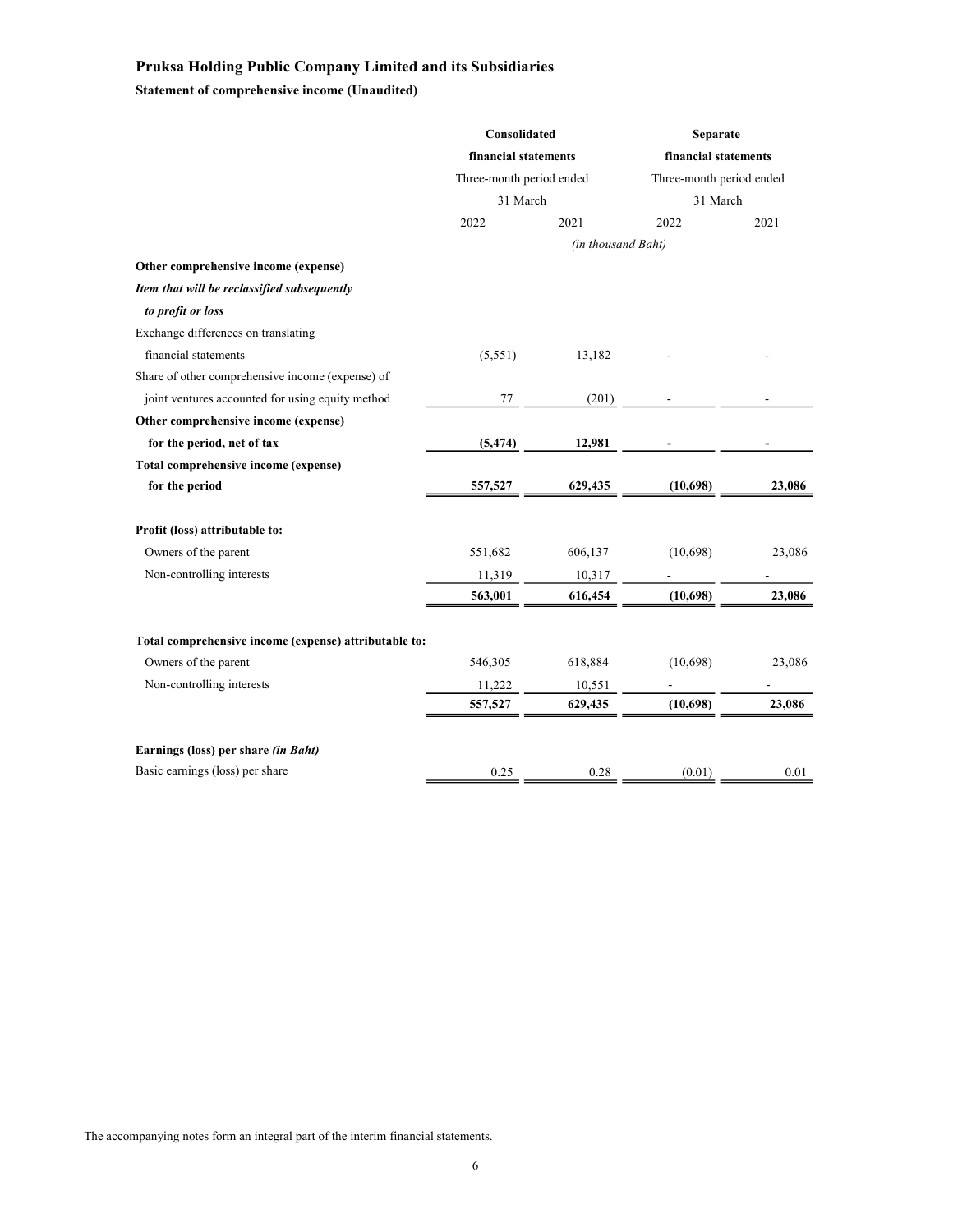**Pruksa Holding Public Company Limited and its Subsidiaries**

**Statement of comprehensive income (Unaudited)**

| | **Consolidated financial statements** | | **Separate financial statements** | |
|---|---|---|---|---|
| | Three-month period ended 31 March | | Three-month period ended 31 March | |
| | 2022 | 2021 | 2022 | 2021 |
| | *(in thousand Baht)* | | | |
| **Other comprehensive income (expense)** | | | | |
| ***Item that will be reclassified subsequently to profit or loss*** | | | | |
| Exchange differences on translating financial statements | (5,551) | 13,182 | - | - |
| Share of other comprehensive income (expense) of joint ventures accounted for using equity method | 77 | (201) | - | - |
| **Other comprehensive income (expense) for the period, net of tax** | **(5,474)** | **12,981** | **-** | **-** |
| **Total comprehensive income (expense) for the period** | **557,527** | **629,435** | **(10,698)** | **23,086** |
| | | | | |
| **Profit (loss) attributable to:** | | | | |
| Owners of the parent | 551,682 | 606,137 | (10,698) | 23,086 |
| Non-controlling interests | 11,319 | 10,317 | - | - |
| | **563,001** | **616,454** | **(10,698)** | **23,086** |
| | | | | |
| **Total comprehensive income (expense) attributable to:** | | | | |
| Owners of the parent | 546,305 | 618,884 | (10,698) | 23,086 |
| Non-controlling interests | 11,222 | 10,551 | - | - |
| | **557,527** | **629,435** | **(10,698)** | **23,086** |
| | | | | |
| **Earnings (loss) per share *(in Baht)*** | | | | |
| Basic earnings (loss) per share | 0.25 | 0.28 | (0.01) | 0.01 |

The accompanying notes form an integral part of the interim financial statements.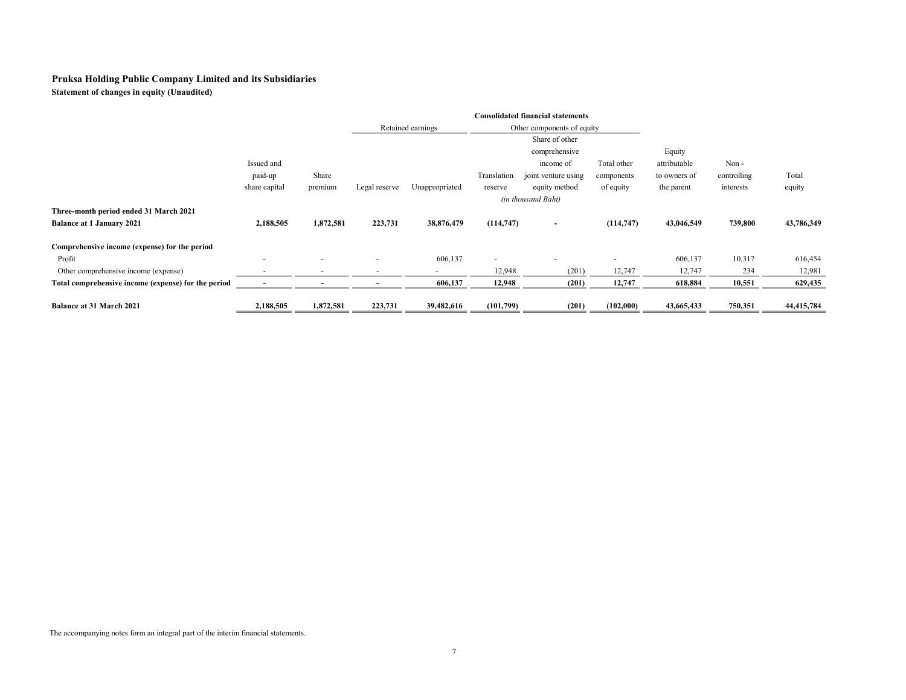**Pruksa Holding Public Company Limited and its Subsidiaries**

**Statement of changes in equity (Unaudited)**

| | Consolidated financial statements | | | | | | | | | |
|---|---|---|---|---|---|---|---|---|---|---|
| | | | Retained earnings | | Other components of equity | | | | | |
| | Issued and paid-up share capital | Share premium | Legal reserve | Unappropriated | Translation reserve | Share of other comprehensive income of joint venture using equity method | Total other components of equity | Equity attributable to owners of the parent | Non - controlling interests | Total equity |
| | *(in thousand Baht)* | | | | | | | | | |
| **Three-month period ended 31 March 2021** | | | | | | | | | | |
| **Balance at 1 January 2021** | **2,188,505** | **1,872,581** | **223,731** | **38,876,479** | **(114,747)** | **-** | **(114,747)** | **43,046,549** | **739,800** | **43,786,349** |
| **Comprehensive income (expense) for the period** | | | | | | | | | | |
| Profit | - | - | - | 606,137 | - | - | - | 606,137 | 10,317 | 616,454 |
| Other comprehensive income (expense) | - | - | - | - | 12,948 | (201) | 12,747 | 12,747 | 234 | 12,981 |
| **Total comprehensive income (expense) for the period** | **-** | **-** | **-** | **606,137** | **12,948** | **(201)** | **12,747** | **618,884** | **10,551** | **629,435** |
| **Balance at 31 March 2021** | **2,188,505** | **1,872,581** | **223,731** | **39,482,616** | **(101,799)** | **(201)** | **(102,000)** | **43,665,433** | **750,351** | **44,415,784** |

The accompanying notes form an integral part of the interim financial statements.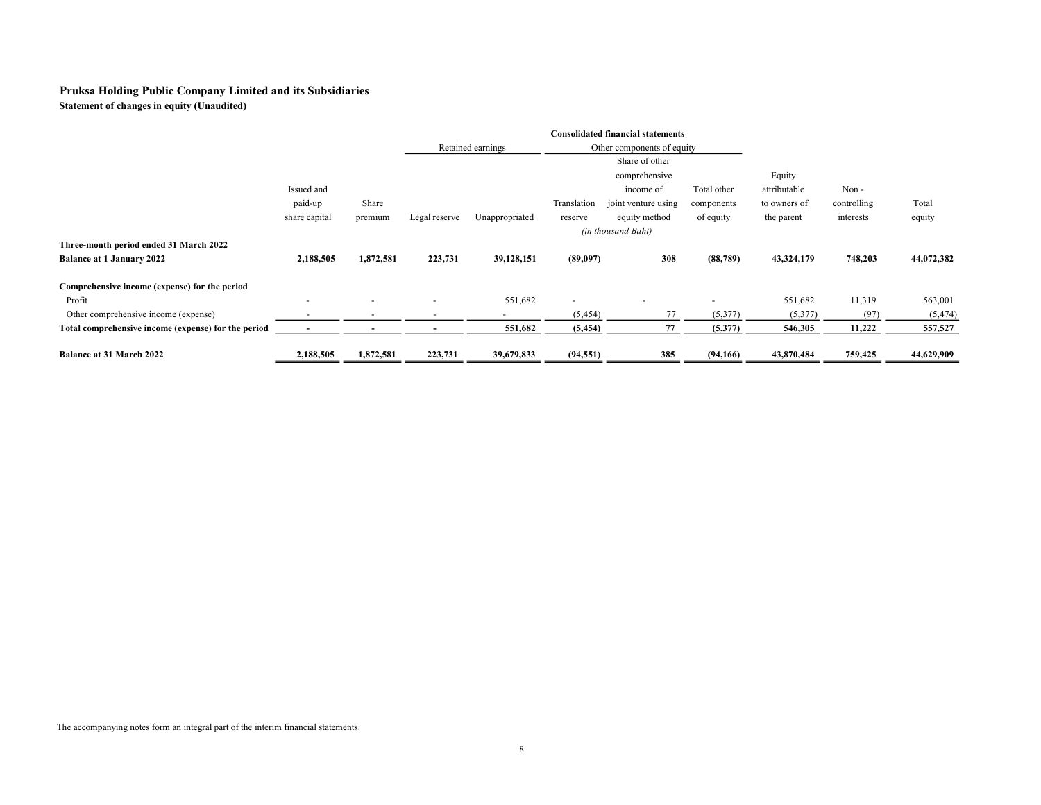**Pruksa Holding Public Company Limited and its Subsidiaries**

**Statement of changes in equity (Unaudited)**

| | Consolidated financial statements | | | | | | | | | |
|---|---|---|---|---|---|---|---|---|---|---|
| | | | Retained earnings | | Other components of equity | | | | | |
| | Issued and paid-up share capital | Share premium | Legal reserve | Unappropriated | Translation reserve | Share of other comprehensive income of joint venture using equity method | Total other components of equity | Equity attributable to owners of the parent | Non - controlling interests | Total equity |
| | *(in thousand Baht)* | | | | | | | | | |
| **Three-month period ended 31 March 2022** | | | | | | | | | | |
| **Balance at 1 January 2022** | **2,188,505** | **1,872,581** | **223,731** | **39,128,151** | **(89,097)** | **308** | **(88,789)** | **43,324,179** | **748,203** | **44,072,382** |
| **Comprehensive income (expense) for the period** | | | | | | | | | | |
| Profit | - | - | - | 551,682 | - | - | - | 551,682 | 11,319 | 563,001 |
| Other comprehensive income (expense) | - | - | - | - | (5,454) | 77 | (5,377) | (5,377) | (97) | (5,474) |
| **Total comprehensive income (expense) for the period** | **-** | **-** | **-** | **551,682** | **(5,454)** | **77** | **(5,377)** | **546,305** | **11,222** | **557,527** |
| **Balance at 31 March 2022** | **2,188,505** | **1,872,581** | **223,731** | **39,679,833** | **(94,551)** | **385** | **(94,166)** | **43,870,484** | **759,425** | **44,629,909** |

The accompanying notes form an integral part of the interim financial statements.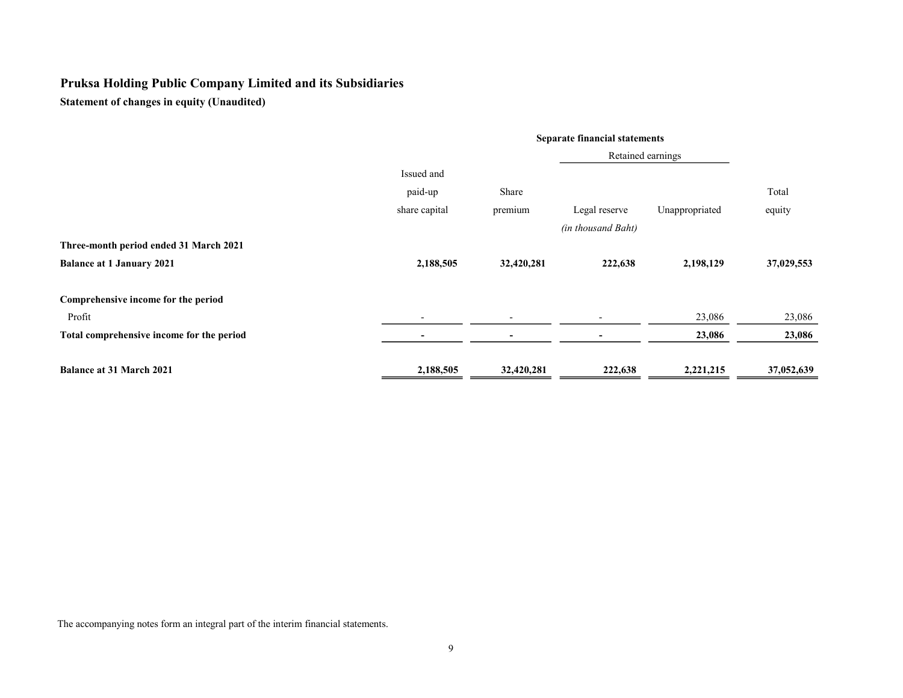# Pruksa Holding Public Company Limited and its Subsidiaries

**Statement of changes in equity (Unaudited)**

| | Separate financial statements | | | | |
|---|---|---|---|---|---|
| | | | Retained earnings | | |
| | Issued and paid-up share capital | Share premium | Legal reserve | Unappropriated | Total equity |
| | | | *(in thousand Baht)* | | |
| **Three-month period ended 31 March 2021** | | | | | |
| **Balance at 1 January 2021** | **2,188,505** | **32,420,281** | **222,638** | **2,198,129** | **37,029,553** |
| **Comprehensive income for the period** | | | | | |
| Profit | - | - | - | 23,086 | 23,086 |
| **Total comprehensive income for the period** | **-** | **-** | **-** | **23,086** | **23,086** |
| **Balance at 31 March 2021** | **2,188,505** | **32,420,281** | **222,638** | **2,221,215** | **37,052,639** |

The accompanying notes form an integral part of the interim financial statements.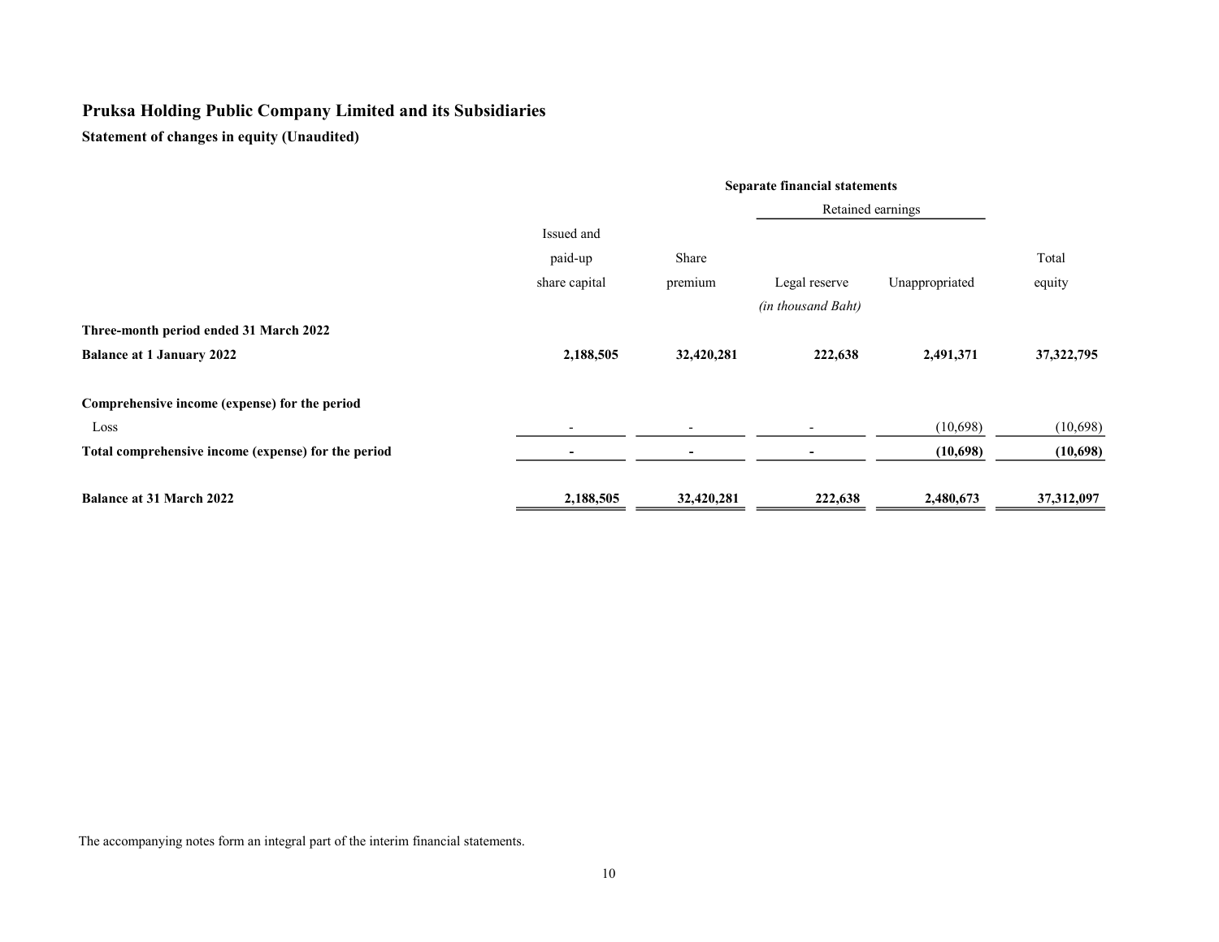## Pruksa Holding Public Company Limited and its Subsidiaries

**Statement of changes in equity (Unaudited)**

| | Separate financial statements | | | | |
|---|---|---|---|---|---|
| | | | Retained earnings | | |
| | Issued and paid-up share capital | Share premium | Legal reserve | Unappropriated | Total equity |
| | | | *(in thousand Baht)* | | |
| **Three-month period ended 31 March 2022** | | | | | |
| **Balance at 1 January 2022** | **2,188,505** | **32,420,281** | **222,638** | **2,491,371** | **37,322,795** |
| **Comprehensive income (expense) for the period** | | | | | |
| Loss | - | - | - | (10,698) | (10,698) |
| **Total comprehensive income (expense) for the period** | **-** | **-** | **-** | **(10,698)** | **(10,698)** |
| **Balance at 31 March 2022** | **2,188,505** | **32,420,281** | **222,638** | **2,480,673** | **37,312,097** |

The accompanying notes form an integral part of the interim financial statements.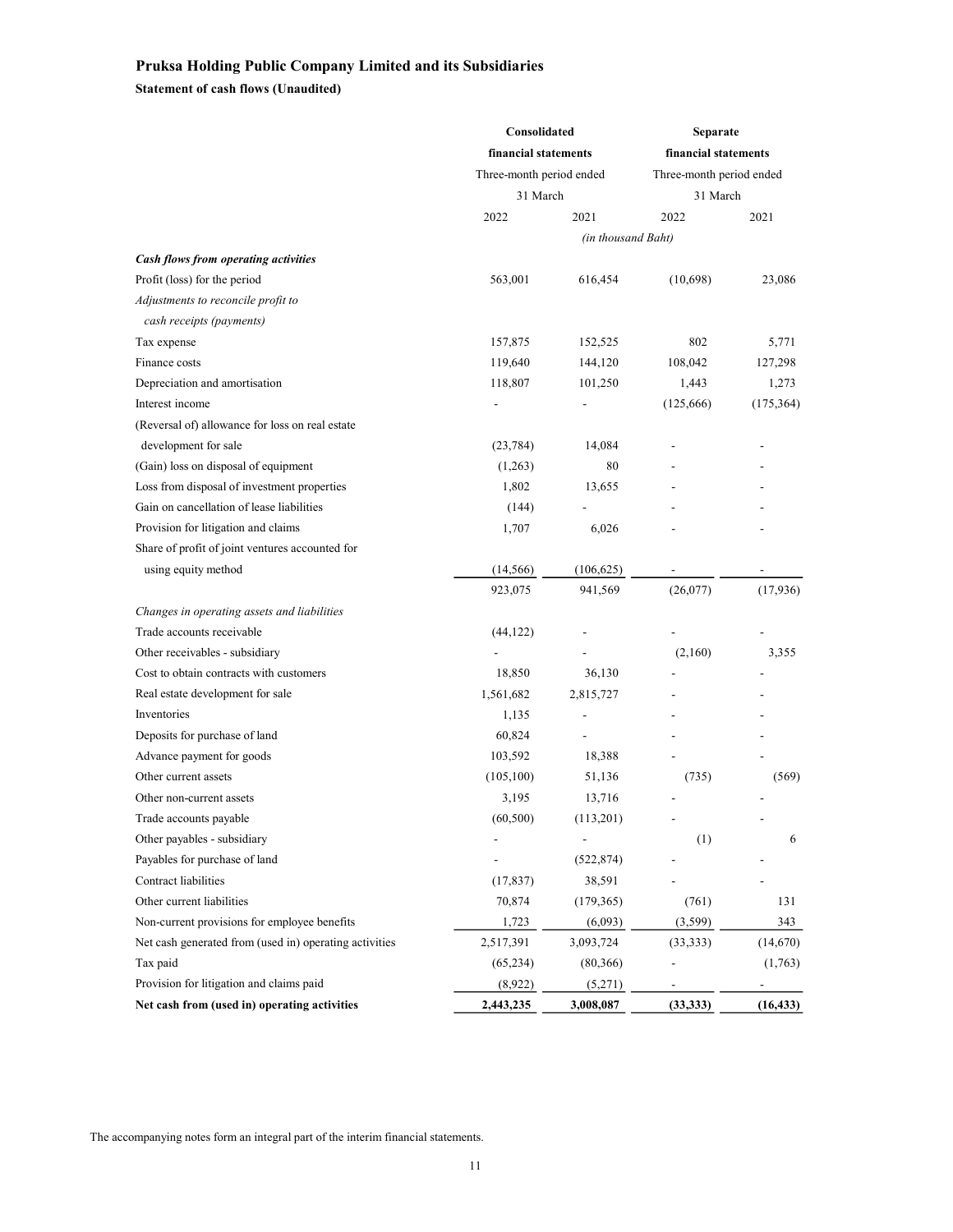# Pruksa Holding Public Company Limited and its Subsidiaries

**Statement of cash flows (Unaudited)**

| | Consolidated financial statements | | Separate financial statements | |
|---|---|---|---|---|
| | Three-month period ended 31 March | | Three-month period ended 31 March | |
| | 2022 | 2021 | 2022 | 2021 |
| | *(in thousand Baht)* | | | |
| ***Cash flows from operating activities*** | | | | |
| Profit (loss) for the period | 563,001 | 616,454 | (10,698) | 23,086 |
| *Adjustments to reconcile profit to cash receipts (payments)* | | | | |
| Tax expense | 157,875 | 152,525 | 802 | 5,771 |
| Finance costs | 119,640 | 144,120 | 108,042 | 127,298 |
| Depreciation and amortisation | 118,807 | 101,250 | 1,443 | 1,273 |
| Interest income | - | - | (125,666) | (175,364) |
| (Reversal of) allowance for loss on real estate development for sale | (23,784) | 14,084 | - | - |
| (Gain) loss on disposal of equipment | (1,263) | 80 | - | - |
| Loss from disposal of investment properties | 1,802 | 13,655 | - | - |
| Gain on cancellation of lease liabilities | (144) | - | - | - |
| Provision for litigation and claims | 1,707 | 6,026 | - | - |
| Share of profit of joint ventures accounted for using equity method | (14,566) | (106,625) | - | - |
| | 923,075 | 941,569 | (26,077) | (17,936) |
| *Changes in operating assets and liabilities* | | | | |
| Trade accounts receivable | (44,122) | - | - | - |
| Other receivables - subsidiary | - | - | (2,160) | 3,355 |
| Cost to obtain contracts with customers | 18,850 | 36,130 | - | - |
| Real estate development for sale | 1,561,682 | 2,815,727 | - | - |
| Inventories | 1,135 | - | - | - |
| Deposits for purchase of land | 60,824 | - | - | - |
| Advance payment for goods | 103,592 | 18,388 | - | - |
| Other current assets | (105,100) | 51,136 | (735) | (569) |
| Other non-current assets | 3,195 | 13,716 | - | - |
| Trade accounts payable | (60,500) | (113,201) | - | - |
| Other payables - subsidiary | - | - | (1) | 6 |
| Payables for purchase of land | - | (522,874) | - | - |
| Contract liabilities | (17,837) | 38,591 | - | - |
| Other current liabilities | 70,874 | (179,365) | (761) | 131 |
| Non-current provisions for employee benefits | 1,723 | (6,093) | (3,599) | 343 |
| Net cash generated from (used in) operating activities | 2,517,391 | 3,093,724 | (33,333) | (14,670) |
| Tax paid | (65,234) | (80,366) | - | (1,763) |
| Provision for litigation and claims paid | (8,922) | (5,271) | - | - |
| **Net cash from (used in) operating activities** | **2,443,235** | **3,008,087** | **(33,333)** | **(16,433)** |

The accompanying notes form an integral part of the interim financial statements.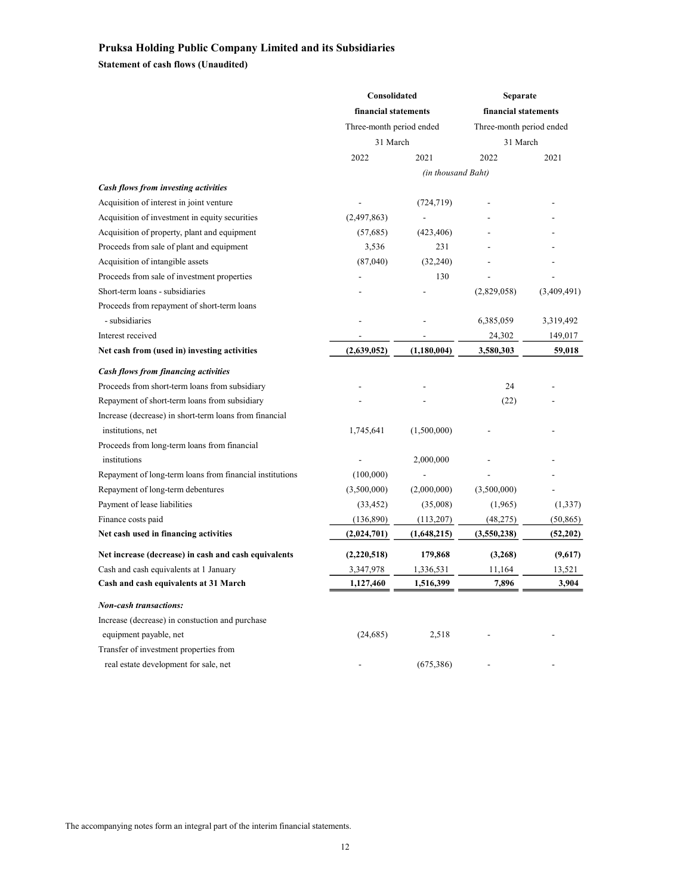**Pruksa Holding Public Company Limited and its Subsidiaries**

**Statement of cash flows (Unaudited)**

| | Consolidated financial statements | | Separate financial statements | |
|---|---|---|---|---|
| | Three-month period ended 31 March | | Three-month period ended 31 March | |
| | 2022 | 2021 | 2022 | 2021 |
| | *(in thousand Baht)* | | | |
| ***Cash flows from investing activities*** | | | | |
| Acquisition of interest in joint venture | - | (724,719) | - | - |
| Acquisition of investment in equity securities | (2,497,863) | - | - | - |
| Acquisition of property, plant and equipment | (57,685) | (423,406) | - | - |
| Proceeds from sale of plant and equipment | 3,536 | 231 | - | - |
| Acquisition of intangible assets | (87,040) | (32,240) | - | - |
| Proceeds from sale of investment properties | - | 130 | - | - |
| Short-term loans - subsidiaries | - | - | (2,829,058) | (3,409,491) |
| Proceeds from repayment of short-term loans - subsidiaries | - | - | 6,385,059 | 3,319,492 |
| Interest received | - | - | 24,302 | 149,017 |
| **Net cash from (used in) investing activities** | **(2,639,052)** | **(1,180,004)** | **3,580,303** | **59,018** |
| ***Cash flows from financing activities*** | | | | |
| Proceeds from short-term loans from subsidiary | - | - | 24 | - |
| Repayment of short-term loans from subsidiary | - | - | (22) | - |
| Increase (decrease) in short-term loans from financial institutions, net | 1,745,641 | (1,500,000) | - | - |
| Proceeds from long-term loans from financial institutions | - | 2,000,000 | - | - |
| Repayment of long-term loans from financial institutions | (100,000) | - | - | - |
| Repayment of long-term debentures | (3,500,000) | (2,000,000) | (3,500,000) | - |
| Payment of lease liabilities | (33,452) | (35,008) | (1,965) | (1,337) |
| Finance costs paid | (136,890) | (113,207) | (48,275) | (50,865) |
| **Net cash used in financing activities** | **(2,024,701)** | **(1,648,215)** | **(3,550,238)** | **(52,202)** |
| **Net increase (decrease) in cash and cash equivalents** | **(2,220,518)** | **179,868** | **(3,268)** | **(9,617)** |
| Cash and cash equivalents at 1 January | 3,347,978 | 1,336,531 | 11,164 | 13,521 |
| **Cash and cash equivalents at 31 March** | **1,127,460** | **1,516,399** | **7,896** | **3,904** |
| ***Non-cash transactions:*** | | | | |
| Increase (decrease) in constuction and purchase equipment payable, net | (24,685) | 2,518 | - | - |
| Transfer of investment properties from real estate development for sale, net | - | (675,386) | - | - |

The accompanying notes form an integral part of the interim financial statements.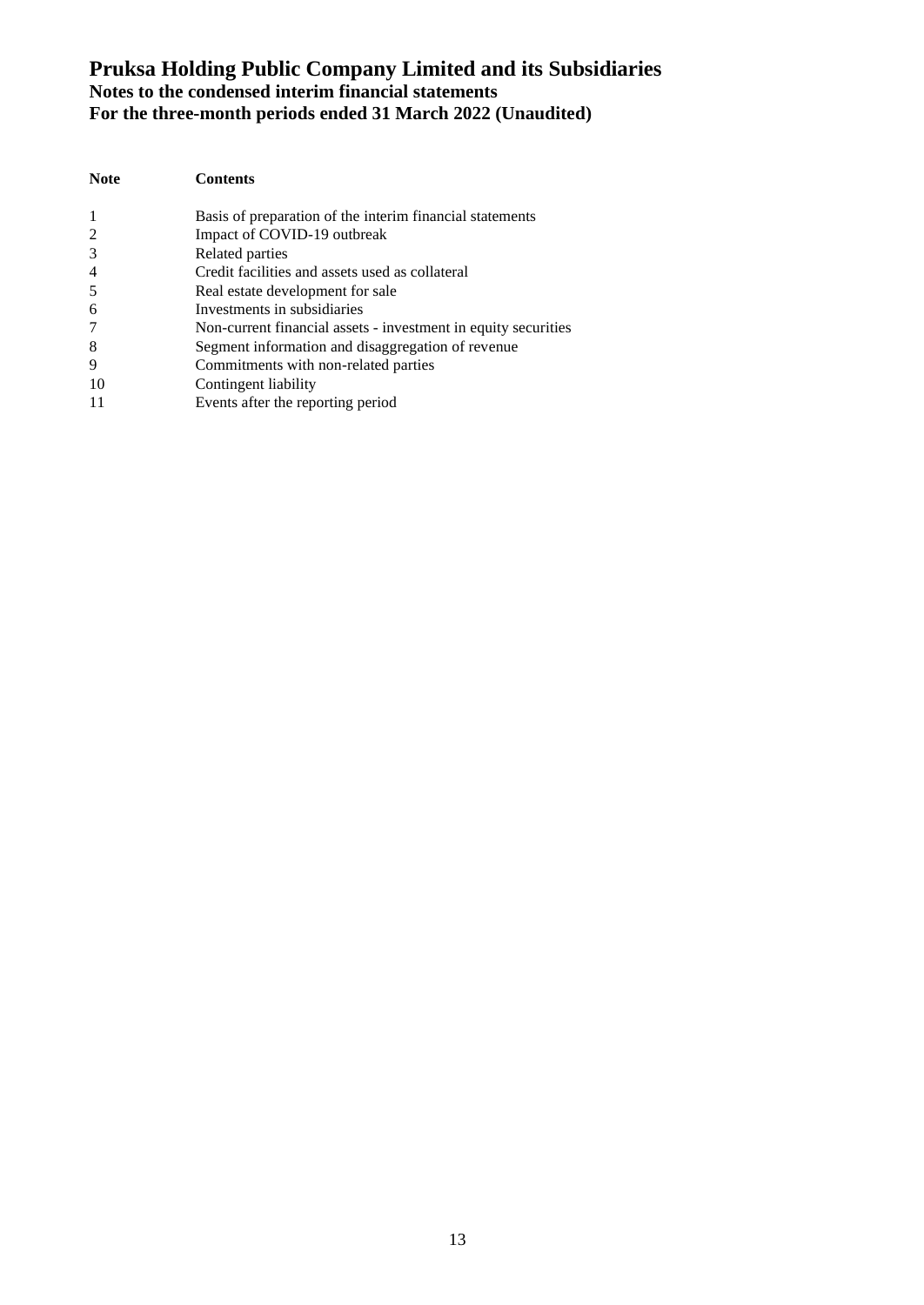# Pruksa Holding Public Company Limited and its Subsidiaries

## Notes to the condensed interim financial statements

## For the three-month periods ended 31 March 2022 (Unaudited)

| **Note** | **Contents** |
|---|---|
| 1 | Basis of preparation of the interim financial statements |
| 2 | Impact of COVID-19 outbreak |
| 3 | Related parties |
| 4 | Credit facilities and assets used as collateral |
| 5 | Real estate development for sale |
| 6 | Investments in subsidiaries |
| 7 | Non-current financial assets - investment in equity securities |
| 8 | Segment information and disaggregation of revenue |
| 9 | Commitments with non-related parties |
| 10 | Contingent liability |
| 11 | Events after the reporting period |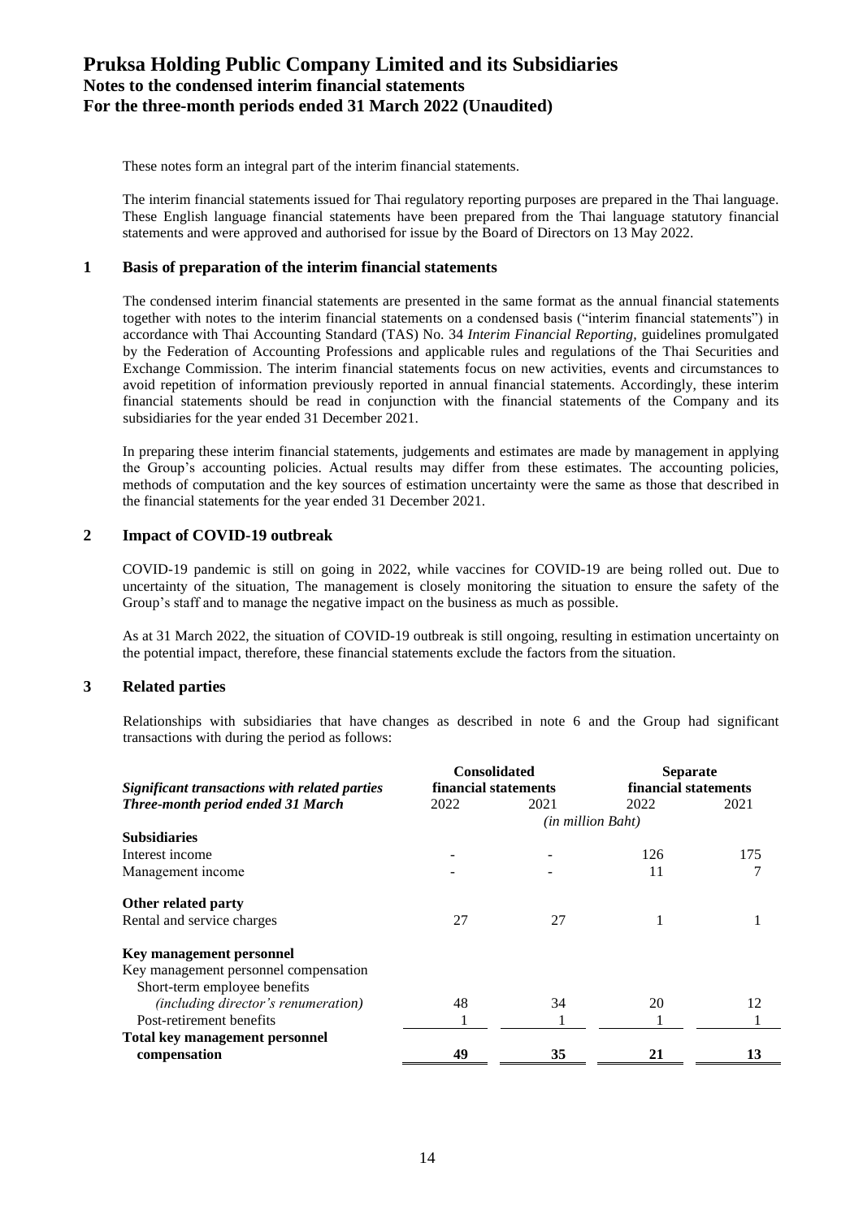These notes form an integral part of the interim financial statements.

The interim financial statements issued for Thai regulatory reporting purposes are prepared in the Thai language. These English language financial statements have been prepared from the Thai language statutory financial statements and were approved and authorised for issue by the Board of Directors on 13 May 2022.

## 1 Basis of preparation of the interim financial statements

The condensed interim financial statements are presented in the same format as the annual financial statements together with notes to the interim financial statements on a condensed basis ("interim financial statements") in accordance with Thai Accounting Standard (TAS) No. 34 *Interim Financial Reporting,* guidelines promulgated by the Federation of Accounting Professions and applicable rules and regulations of the Thai Securities and Exchange Commission. The interim financial statements focus on new activities, events and circumstances to avoid repetition of information previously reported in annual financial statements. Accordingly, these interim financial statements should be read in conjunction with the financial statements of the Company and its subsidiaries for the year ended 31 December 2021.

In preparing these interim financial statements, judgements and estimates are made by management in applying the Group's accounting policies. Actual results may differ from these estimates. The accounting policies, methods of computation and the key sources of estimation uncertainty were the same as those that described in the financial statements for the year ended 31 December 2021.

## 2 Impact of COVID-19 outbreak

COVID-19 pandemic is still on going in 2022, while vaccines for COVID-19 are being rolled out. Due to uncertainty of the situation, The management is closely monitoring the situation to ensure the safety of the Group's staff and to manage the negative impact on the business as much as possible.

As at 31 March 2022, the situation of COVID-19 outbreak is still ongoing, resulting in estimation uncertainty on the potential impact, therefore, these financial statements exclude the factors from the situation.

## 3 Related parties

Relationships with subsidiaries that have changes as described in note 6 and the Group had significant transactions with during the period as follows:

| *Significant transactions with related parties* | **Consolidated financial statements** | | **Separate financial statements** | |
|---|---|---|---|---|
| ***Three-month period ended 31 March*** | 2022 | 2021 | 2022 | 2021 |
| | *(in million Baht)* | | | |
| **Subsidiaries** | | | | |
| Interest income | - | - | 126 | 175 |
| Management income | - | - | 11 | 7 |
| **Other related party** | | | | |
| Rental and service charges | 27 | 27 | 1 | 1 |
| **Key management personnel** | | | | |
| Key management personnel compensation | | | | |
| Short-term employee benefits *(including director's renumeration)* | 48 | 34 | 20 | 12 |
| Post-retirement benefits | 1 | 1 | 1 | 1 |
| **Total key management personnel compensation** | **49** | **35** | **21** | **13** |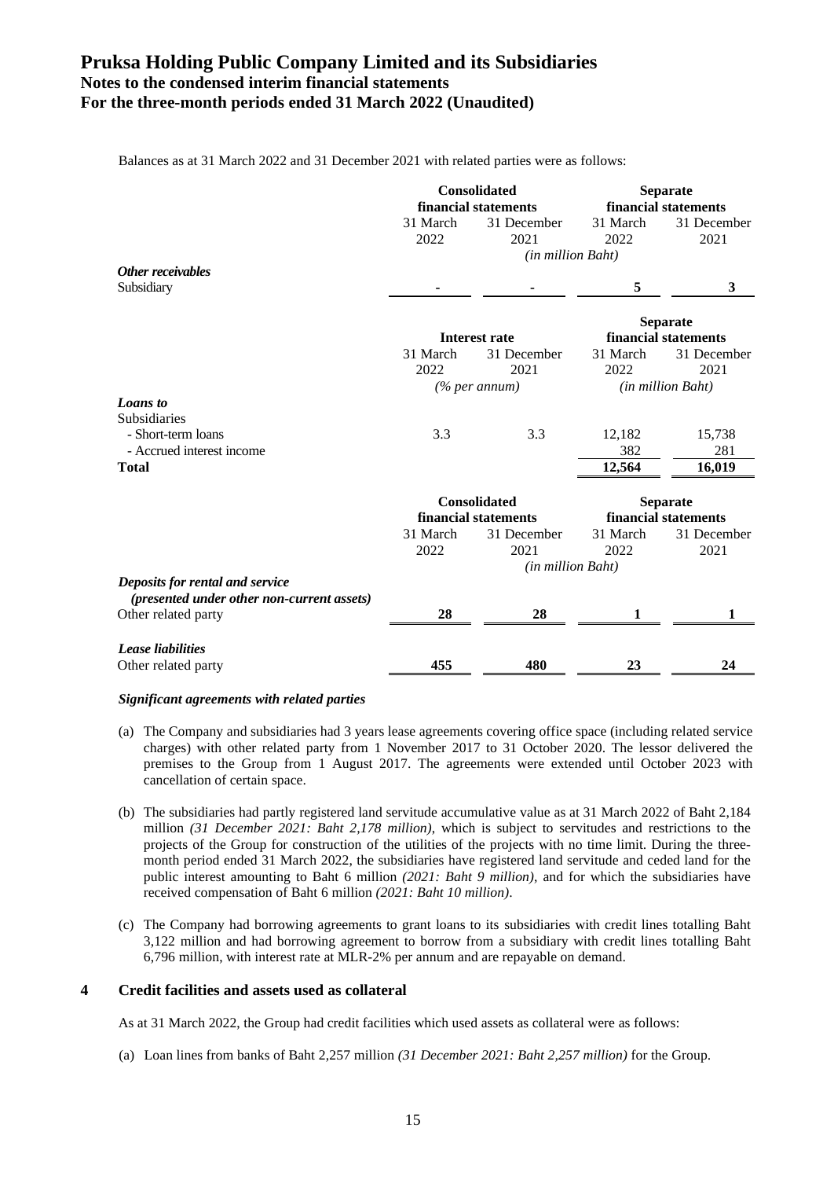Balances as at 31 March 2022 and 31 December 2021 with related parties were as follows:

| | Consolidated financial statements | | Separate financial statements | |
|---|---|---|---|---|
| | 31 March 2022 | 31 December 2021 | 31 March 2022 | 31 December 2021 |
| | *(in million Baht)* | | | |
| ***Other receivables*** | | | | |
| Subsidiary | - | - | 5 | 3 |

| | Interest rate | | Separate financial statements | |
|---|---|---|---|---|
| | 31 March 2022 | 31 December 2021 | 31 March 2022 | 31 December 2021 |
| | *(% per annum)* | | *(in million Baht)* | |
| ***Loans to*** | | | | |
| Subsidiaries | | | | |
| - Short-term loans | 3.3 | 3.3 | 12,182 | 15,738 |
| - Accrued interest income | | | 382 | 281 |
| **Total** | | | **12,564** | **16,019** |

| | Consolidated financial statements | | Separate financial statements | |
|---|---|---|---|---|
| | 31 March 2022 | 31 December 2021 | 31 March 2022 | 31 December 2021 |
| | *(in million Baht)* | | | |
| ***Deposits for rental and service (presented under other non-current assets)*** | | | | |
| Other related party | **28** | **28** | **1** | **1** |
| ***Lease liabilities*** | | | | |
| Other related party | **455** | **480** | **23** | **24** |

***Significant agreements with related parties***

(a) The Company and subsidiaries had 3 years lease agreements covering office space (including related service charges) with other related party from 1 November 2017 to 31 October 2020. The lessor delivered the premises to the Group from 1 August 2017. The agreements were extended until October 2023 with cancellation of certain space.

(b) The subsidiaries had partly registered land servitude accumulative value as at 31 March 2022 of Baht 2,184 million *(31 December 2021: Baht 2,178 million)*, which is subject to servitudes and restrictions to the projects of the Group for construction of the utilities of the projects with no time limit. During the three-month period ended 31 March 2022, the subsidiaries have registered land servitude and ceded land for the public interest amounting to Baht 6 million *(2021: Baht 9 million)*, and for which the subsidiaries have received compensation of Baht 6 million *(2021: Baht 10 million)*.

(c) The Company had borrowing agreements to grant loans to its subsidiaries with credit lines totalling Baht 3,122 million and had borrowing agreement to borrow from a subsidiary with credit lines totalling Baht 6,796 million, with interest rate at MLR-2% per annum and are repayable on demand.

## 4 Credit facilities and assets used as collateral

As at 31 March 2022, the Group had credit facilities which used assets as collateral were as follows:

(a) Loan lines from banks of Baht 2,257 million *(31 December 2021: Baht 2,257 million)* for the Group.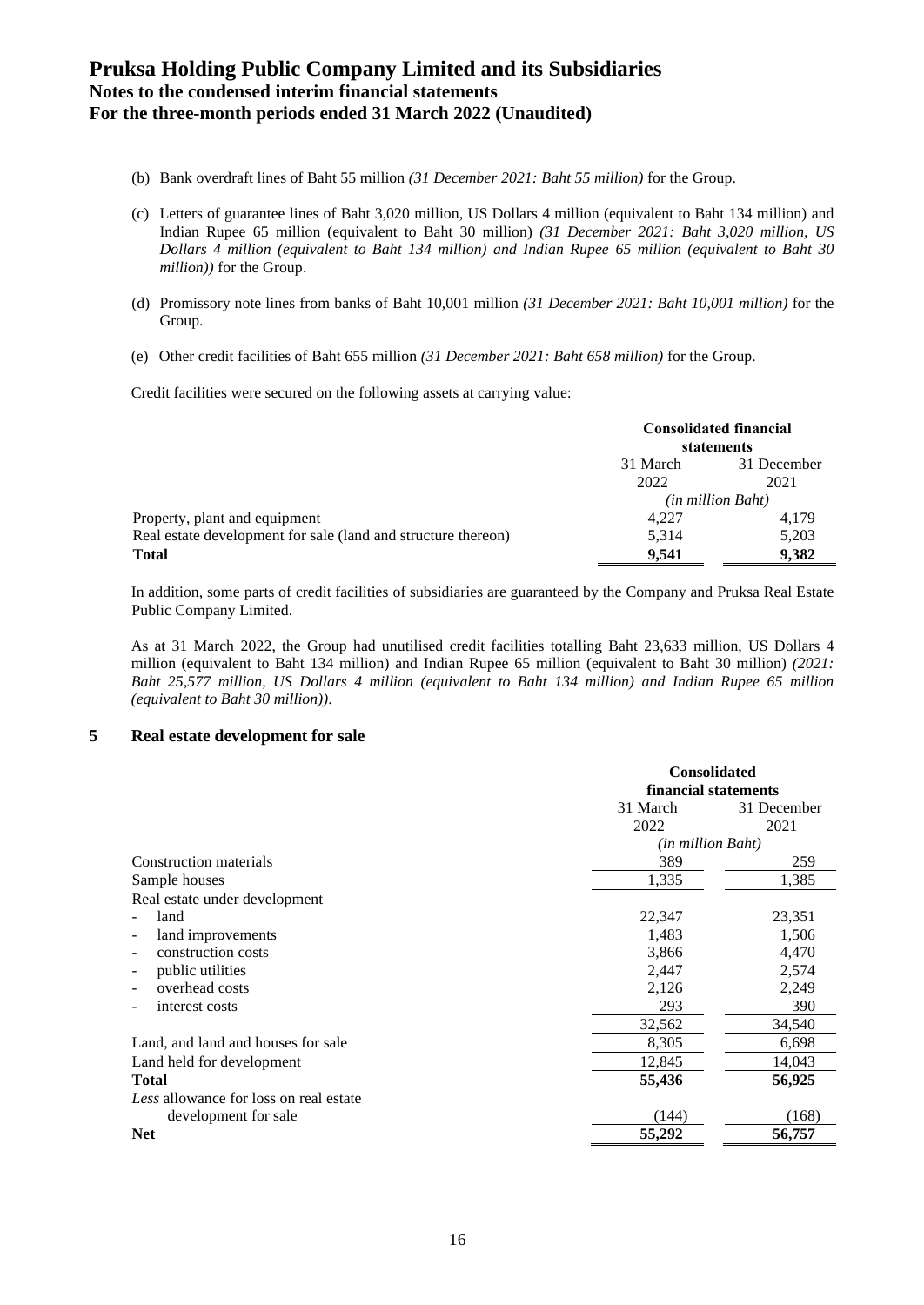(b) Bank overdraft lines of Baht 55 million *(31 December 2021: Baht 55 million)* for the Group.

(c) Letters of guarantee lines of Baht 3,020 million, US Dollars 4 million (equivalent to Baht 134 million) and Indian Rupee 65 million (equivalent to Baht 30 million) *(31 December 2021: Baht 3,020 million, US Dollars 4 million (equivalent to Baht 134 million) and Indian Rupee 65 million (equivalent to Baht 30 million))* for the Group.

(d) Promissory note lines from banks of Baht 10,001 million *(31 December 2021: Baht 10,001 million)* for the Group.

(e) Other credit facilities of Baht 655 million *(31 December 2021: Baht 658 million)* for the Group.

Credit facilities were secured on the following assets at carrying value:

| | Consolidated financial statements | |
|---|---|---|
| | 31 March 2022 | 31 December 2021 |
| | *(in million Baht)* | |
| Property, plant and equipment | 4,227 | 4,179 |
| Real estate development for sale (land and structure thereon) | 5,314 | 5,203 |
| **Total** | **9,541** | **9,382** |

In addition, some parts of credit facilities of subsidiaries are guaranteed by the Company and Pruksa Real Estate Public Company Limited.

As at 31 March 2022, the Group had unutilised credit facilities totalling Baht 23,633 million, US Dollars 4 million (equivalent to Baht 134 million) and Indian Rupee 65 million (equivalent to Baht 30 million) *(2021: Baht 25,577 million, US Dollars 4 million (equivalent to Baht 134 million) and Indian Rupee 65 million (equivalent to Baht 30 million))*.

## 5 Real estate development for sale

| | Consolidated financial statements | |
|---|---|---|
| | 31 March 2022 | 31 December 2021 |
| | *(in million Baht)* | |
| Construction materials | 389 | 259 |
| Sample houses | 1,335 | 1,385 |
| Real estate under development | | |
| - land | 22,347 | 23,351 |
| - land improvements | 1,483 | 1,506 |
| - construction costs | 3,866 | 4,470 |
| - public utilities | 2,447 | 2,574 |
| - overhead costs | 2,126 | 2,249 |
| - interest costs | 293 | 390 |
| | 32,562 | 34,540 |
| Land, and land and houses for sale | 8,305 | 6,698 |
| Land held for development | 12,845 | 14,043 |
| **Total** | **55,436** | **56,925** |
| *Less* allowance for loss on real estate development for sale | (144) | (168) |
| **Net** | **55,292** | **56,757** |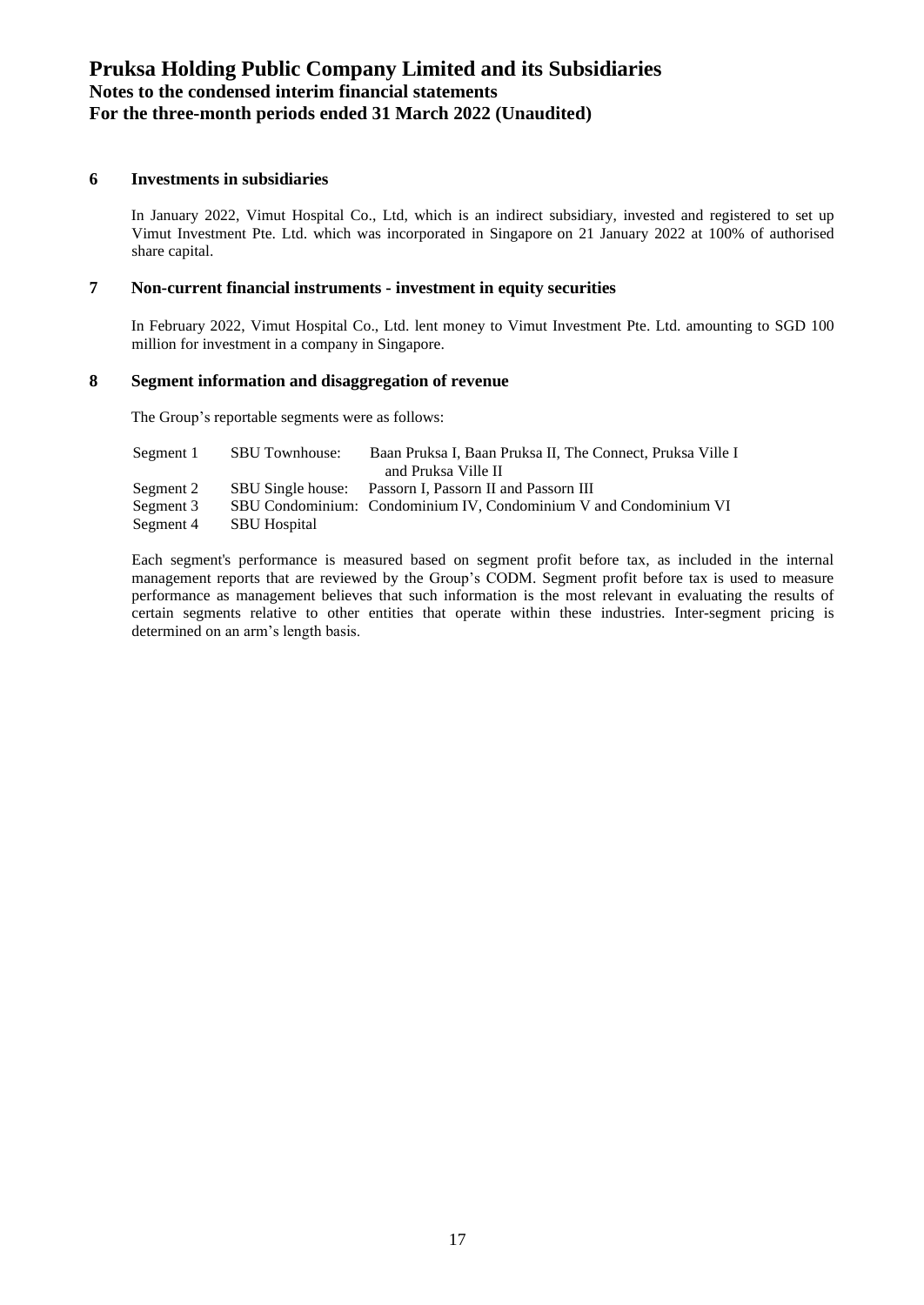## 6 Investments in subsidiaries

In January 2022, Vimut Hospital Co., Ltd, which is an indirect subsidiary, invested and registered to set up Vimut Investment Pte. Ltd. which was incorporated in Singapore on 21 January 2022 at 100% of authorised share capital.

## 7 Non-current financial instruments - investment in equity securities

In February 2022, Vimut Hospital Co., Ltd. lent money to Vimut Investment Pte. Ltd. amounting to SGD 100 million for investment in a company in Singapore.

## 8 Segment information and disaggregation of revenue

The Group's reportable segments were as follows:

| | | |
|---|---|---|
| Segment 1 | SBU Townhouse: | Baan Pruksa I, Baan Pruksa II, The Connect, Pruksa Ville I and Pruksa Ville II |
| Segment 2 | SBU Single house: | Passorn I, Passorn II and Passorn III |
| Segment 3 | SBU Condominium: | Condominium IV, Condominium V and Condominium VI |
| Segment 4 | SBU Hospital | |

Each segment's performance is measured based on segment profit before tax, as included in the internal management reports that are reviewed by the Group's CODM. Segment profit before tax is used to measure performance as management believes that such information is the most relevant in evaluating the results of certain segments relative to other entities that operate within these industries. Inter-segment pricing is determined on an arm's length basis.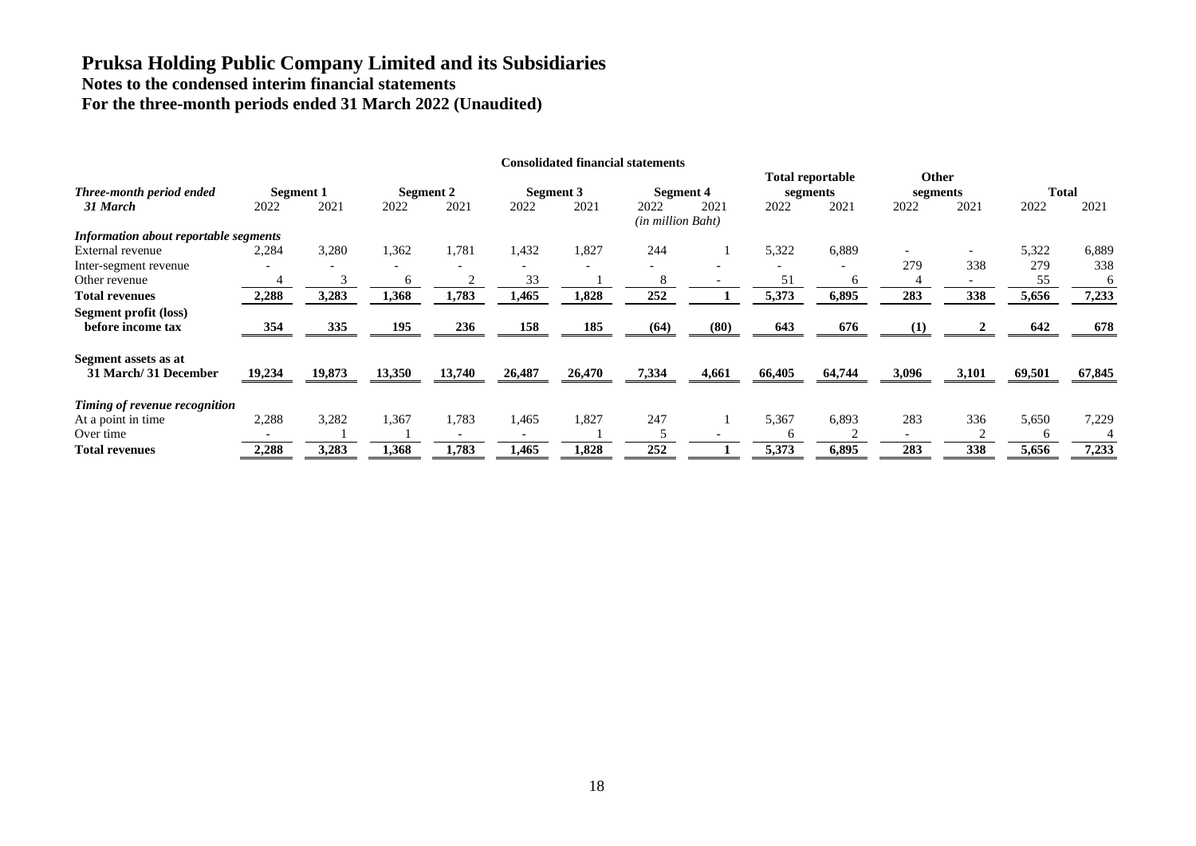# Pruksa Holding Public Company Limited and its Subsidiaries

**Notes to the condensed interim financial statements**

**For the three-month periods ended 31 March 2022 (Unaudited)**

**Consolidated financial statements**

| *Three-month period ended* | Segment 1 | | Segment 2 | | Segment 3 | | Segment 4 | | Total reportable segments | | Other segments | | Total | |
|---|---|---|---|---|---|---|---|---|---|---|---|---|---|---|
| ***31 March*** | 2022 | 2021 | 2022 | 2021 | 2022 | 2021 | 2022 | 2021 | 2022 | 2021 | 2022 | 2021 | 2022 | 2021 |
| | | | | | | | *(in million Baht)* | | | | | | | |
| ***Information about reportable segments*** | | | | | | | | | | | | | | |
| External revenue | 2,284 | 3,280 | 1,362 | 1,781 | 1,432 | 1,827 | 244 | 1 | 5,322 | 6,889 | - | - | 5,322 | 6,889 |
| Inter-segment revenue | - | - | - | - | - | - | - | - | - | - | 279 | 338 | 279 | 338 |
| Other revenue | 4 | 3 | 6 | 2 | 33 | 1 | 8 | - | 51 | 6 | 4 | - | 55 | 6 |
| **Total revenues** | **2,288** | **3,283** | **1,368** | **1,783** | **1,465** | **1,828** | **252** | **1** | **5,373** | **6,895** | **283** | **338** | **5,656** | **7,233** |
| **Segment profit (loss) before income tax** | **354** | **335** | **195** | **236** | **158** | **185** | **(64)** | **(80)** | **643** | **676** | **(1)** | **2** | **642** | **678** |
| **Segment assets as at 31 March/ 31 December** | **19,234** | **19,873** | **13,350** | **13,740** | **26,487** | **26,470** | **7,334** | **4,661** | **66,405** | **64,744** | **3,096** | **3,101** | **69,501** | **67,845** |
| ***Timing of revenue recognition*** | | | | | | | | | | | | | | |
| At a point in time | 2,288 | 3,282 | 1,367 | 1,783 | 1,465 | 1,827 | 247 | 1 | 5,367 | 6,893 | 283 | 336 | 5,650 | 7,229 |
| Over time | - | 1 | 1 | - | - | 1 | 5 | - | 6 | 2 | - | 2 | 6 | 4 |
| **Total revenues** | **2,288** | **3,283** | **1,368** | **1,783** | **1,465** | **1,828** | **252** | **1** | **5,373** | **6,895** | **283** | **338** | **5,656** | **7,233** |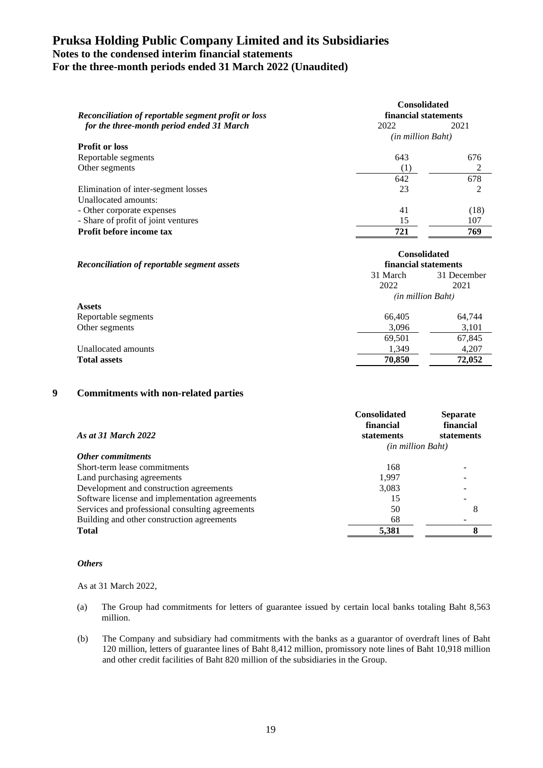# Pruksa Holding Public Company Limited and its Subsidiaries

## Notes to the condensed interim financial statements

## For the three-month periods ended 31 March 2022 (Unaudited)

| *Reconciliation of reportable segment profit or loss for the three-month period ended 31 March* | Consolidated financial statements | |
|---|---|---|
| | 2022 | 2021 |
| | *(in million Baht)* | |
| **Profit or loss** | | |
| Reportable segments | 643 | 676 |
| Other segments | (1) | 2 |
| | 642 | 678 |
| Elimination of inter-segment losses | 23 | 2 |
| Unallocated amounts: | | |
| - Other corporate expenses | 41 | (18) |
| - Share of profit of joint ventures | 15 | 107 |
| **Profit before income tax** | **721** | **769** |

| *Reconciliation of reportable segment assets* | Consolidated financial statements | |
|---|---|---|
| | 31 March 2022 | 31 December 2021 |
| | *(in million Baht)* | |
| **Assets** | | |
| Reportable segments | 66,405 | 64,744 |
| Other segments | 3,096 | 3,101 |
| | 69,501 | 67,845 |
| Unallocated amounts | 1,349 | 4,207 |
| **Total assets** | **70,850** | **72,052** |

## 9 Commitments with non-related parties

| *As at 31 March 2022* | Consolidated financial statements | Separate financial statements |
|---|---|---|
| | *(in million Baht)* | |
| ***Other commitments*** | | |
| Short-term lease commitments | 168 | - |
| Land purchasing agreements | 1,997 | - |
| Development and construction agreements | 3,083 | - |
| Software license and implementation agreements | 15 | - |
| Services and professional consulting agreements | 50 | 8 |
| Building and other construction agreements | 68 | - |
| **Total** | **5,381** | **8** |

***Others***

As at 31 March 2022,

(a) The Group had commitments for letters of guarantee issued by certain local banks totaling Baht 8,563 million.

(b) The Company and subsidiary had commitments with the banks as a guarantor of overdraft lines of Baht 120 million, letters of guarantee lines of Baht 8,412 million, promissory note lines of Baht 10,918 million and other credit facilities of Baht 820 million of the subsidiaries in the Group.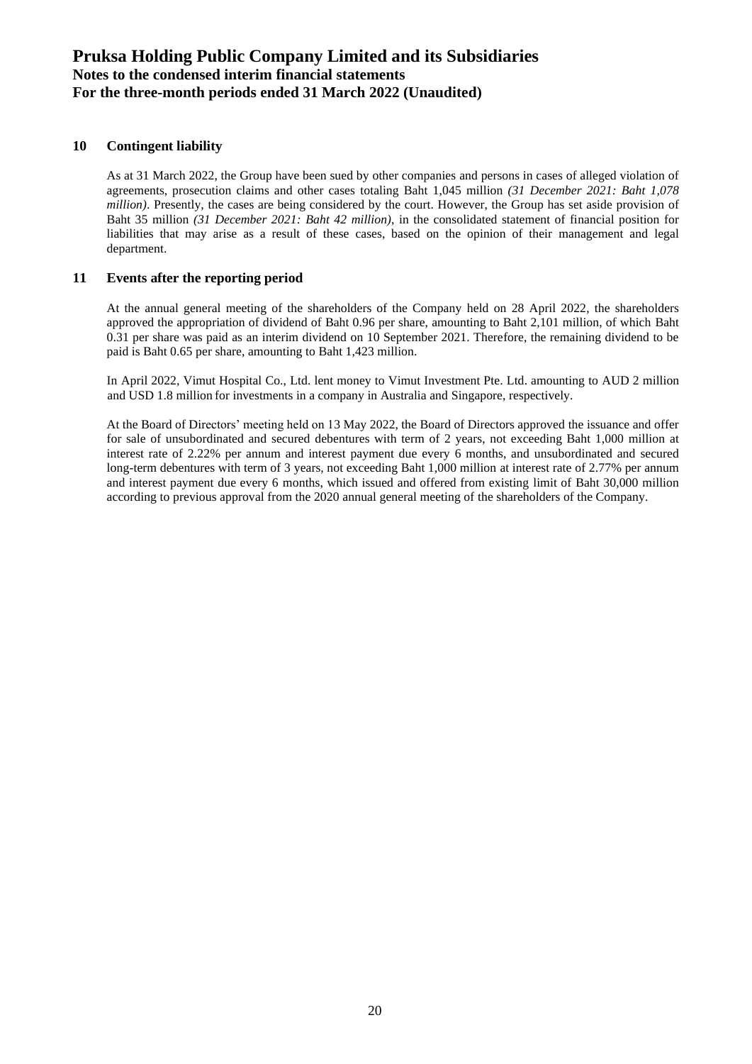## 10 Contingent liability

As at 31 March 2022, the Group have been sued by other companies and persons in cases of alleged violation of agreements, prosecution claims and other cases totaling Baht 1,045 million *(31 December 2021: Baht 1,078 million)*. Presently, the cases are being considered by the court. However, the Group has set aside provision of Baht 35 million *(31 December 2021: Baht 42 million)*, in the consolidated statement of financial position for liabilities that may arise as a result of these cases, based on the opinion of their management and legal department.

## 11 Events after the reporting period

At the annual general meeting of the shareholders of the Company held on 28 April 2022, the shareholders approved the appropriation of dividend of Baht 0.96 per share, amounting to Baht 2,101 million, of which Baht 0.31 per share was paid as an interim dividend on 10 September 2021. Therefore, the remaining dividend to be paid is Baht 0.65 per share, amounting to Baht 1,423 million.

In April 2022, Vimut Hospital Co., Ltd. lent money to Vimut Investment Pte. Ltd. amounting to AUD 2 million and USD 1.8 million for investments in a company in Australia and Singapore, respectively.

At the Board of Directors' meeting held on 13 May 2022, the Board of Directors approved the issuance and offer for sale of unsubordinated and secured debentures with term of 2 years, not exceeding Baht 1,000 million at interest rate of 2.22% per annum and interest payment due every 6 months, and unsubordinated and secured long-term debentures with term of 3 years, not exceeding Baht 1,000 million at interest rate of 2.77% per annum and interest payment due every 6 months, which issued and offered from existing limit of Baht 30,000 million according to previous approval from the 2020 annual general meeting of the shareholders of the Company.